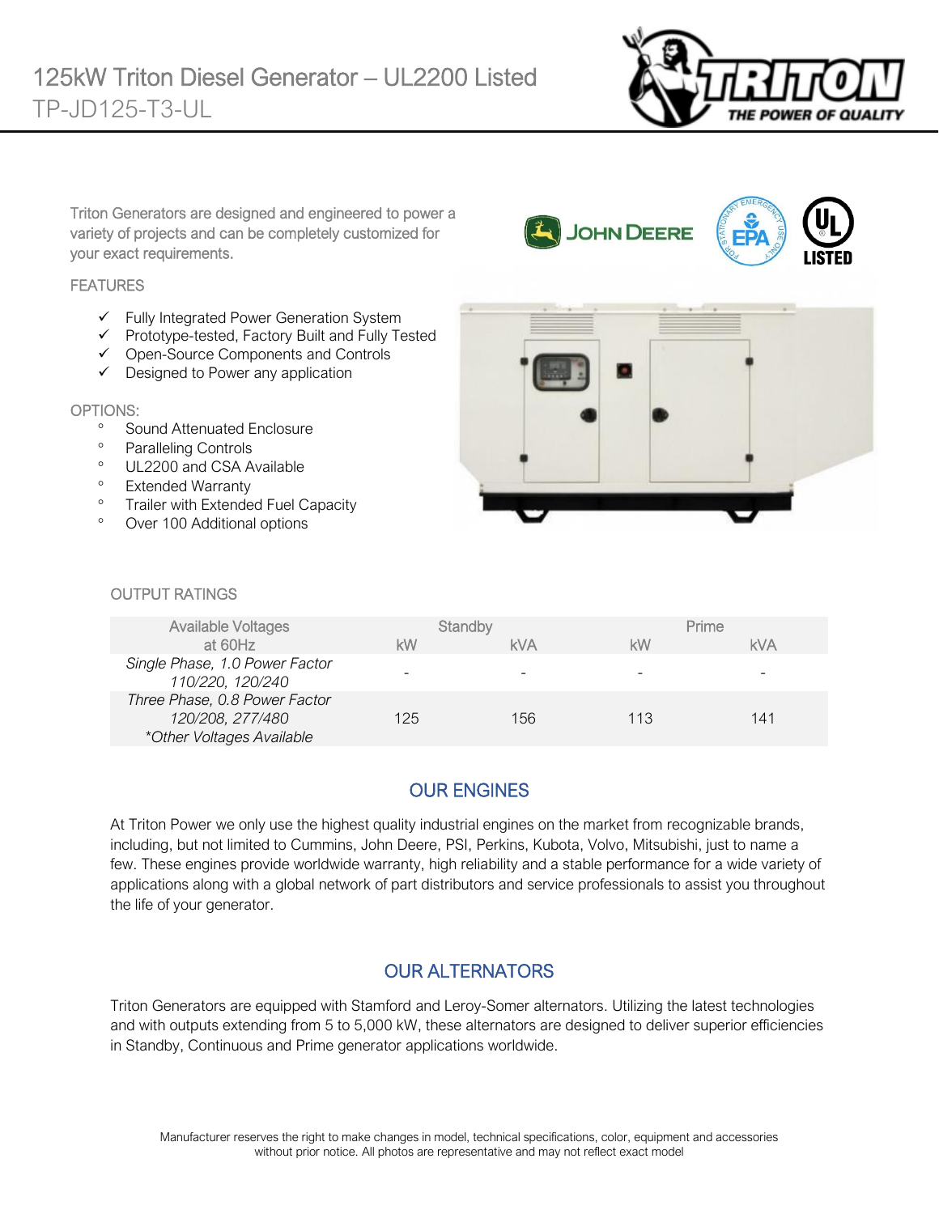# 125kW Triton Diesel Generator – UL2200 Listed

## TP-JD125-T3-UL

Triton Generators are designed and engineered to power a variety of projects and can be completely customized for your exact requirements.

### FEATURES

- ✓ Fully Integrated Power Generation System
- ✓ Prototype-tested, Factory Built and Fully Tested
- ✓ Open-Source Components and Controls
- ✓ Designed to Power any application

### OPTIONS:

- Sound Attenuated Enclosure
- Paralleling Controls
- UL2200 and CSA Available
- Extended Warranty
- Trailer with Extended Fuel Capacity
- Over 100 Additional options

### OUTPUT RATINGS

| Available Voltages at 60Hz | Standby | | Prime | |
|---|---|---|---|---|
| | kW | kVA | kW | kVA |
| *Single Phase, 1.0 Power Factor 110/220, 120/240* | - | - | - | - |
| *Three Phase, 0.8 Power Factor 120/208, 277/480 \*Other Voltages Available* | 125 | 156 | 113 | 141 |

## OUR ENGINES

At Triton Power we only use the highest quality industrial engines on the market from recognizable brands, including, but not limited to Cummins, John Deere, PSI, Perkins, Kubota, Volvo, Mitsubishi, just to name a few. These engines provide worldwide warranty, high reliability and a stable performance for a wide variety of applications along with a global network of part distributors and service professionals to assist you throughout the life of your generator.

## OUR ALTERNATORS

Triton Generators are equipped with Stamford and Leroy-Somer alternators. Utilizing the latest technologies and with outputs extending from 5 to 5,000 kW, these alternators are designed to deliver superior efficiencies in Standby, Continuous and Prime generator applications worldwide.

Manufacturer reserves the right to make changes in model, technical specifications, color, equipment and accessories without prior notice. All photos are representative and may not reflect exact model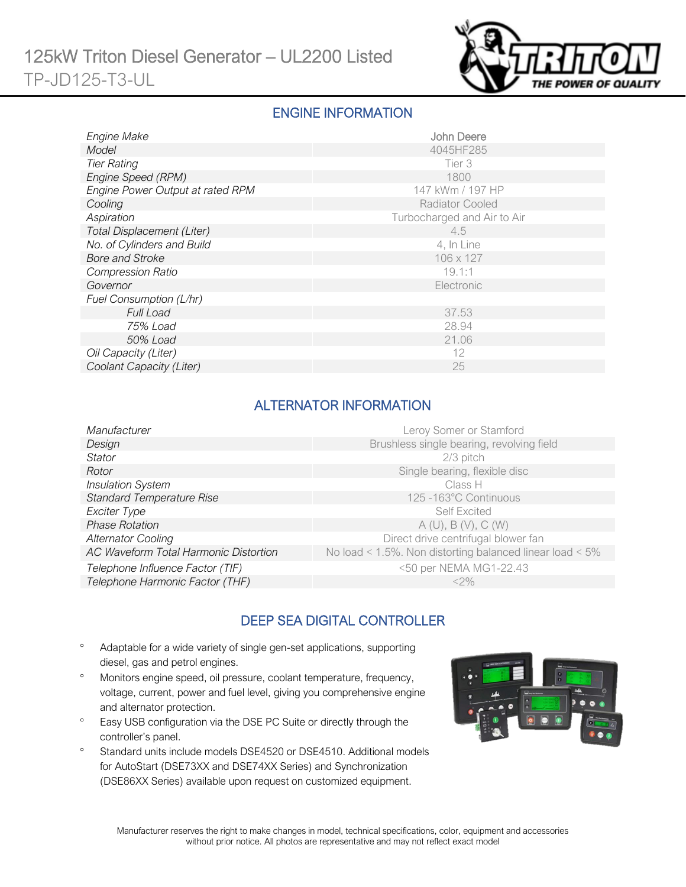# 125kW Triton Diesel Generator – UL2200 Listed

TP-JD125-T3-UL

## ENGINE INFORMATION

| | |
|---|---|
| *Engine Make* | John Deere |
| *Model* | 4045HF285 |
| *Tier Rating* | Tier 3 |
| *Engine Speed (RPM)* | 1800 |
| *Engine Power Output at rated RPM* | 147 kWm / 197 HP |
| *Cooling* | Radiator Cooled |
| *Aspiration* | Turbocharged and Air to Air |
| *Total Displacement (Liter)* | 4.5 |
| *No. of Cylinders and Build* | 4, In Line |
| *Bore and Stroke* | 106 x 127 |
| *Compression Ratio* | 19.1:1 |
| *Governor* | Electronic |
| *Fuel Consumption (L/hr)* | |
| *Full Load* | 37.53 |
| *75% Load* | 28.94 |
| *50% Load* | 21.06 |
| *Oil Capacity (Liter)* | 12 |
| *Coolant Capacity (Liter)* | 25 |

## ALTERNATOR INFORMATION

| | |
|---|---|
| *Manufacturer* | Leroy Somer or Stamford |
| *Design* | Brushless single bearing, revolving field |
| *Stator* | 2/3 pitch |
| *Rotor* | Single bearing, flexible disc |
| *Insulation System* | Class H |
| *Standard Temperature Rise* | 125 -163°C Continuous |
| *Exciter Type* | Self Excited |
| *Phase Rotation* | A (U), B (V), C (W) |
| *Alternator Cooling* | Direct drive centrifugal blower fan |
| *AC Waveform Total Harmonic Distortion* | No load < 1.5%. Non distorting balanced linear load < 5% |
| *Telephone Influence Factor (TIF)* | <50 per NEMA MG1-22.43 |
| *Telephone Harmonic Factor (THF)* | <2% |

## DEEP SEA DIGITAL CONTROLLER

- Adaptable for a wide variety of single gen-set applications, supporting diesel, gas and petrol engines.
- Monitors engine speed, oil pressure, coolant temperature, frequency, voltage, current, power and fuel level, giving you comprehensive engine and alternator protection.
- Easy USB configuration via the DSE PC Suite or directly through the controller's panel.
- Standard units include models DSE4520 or DSE4510. Additional models for AutoStart (DSE73XX and DSE74XX Series) and Synchronization (DSE86XX Series) available upon request on customized equipment.

Manufacturer reserves the right to make changes in model, technical specifications, color, equipment and accessories without prior notice. All photos are representative and may not reflect exact model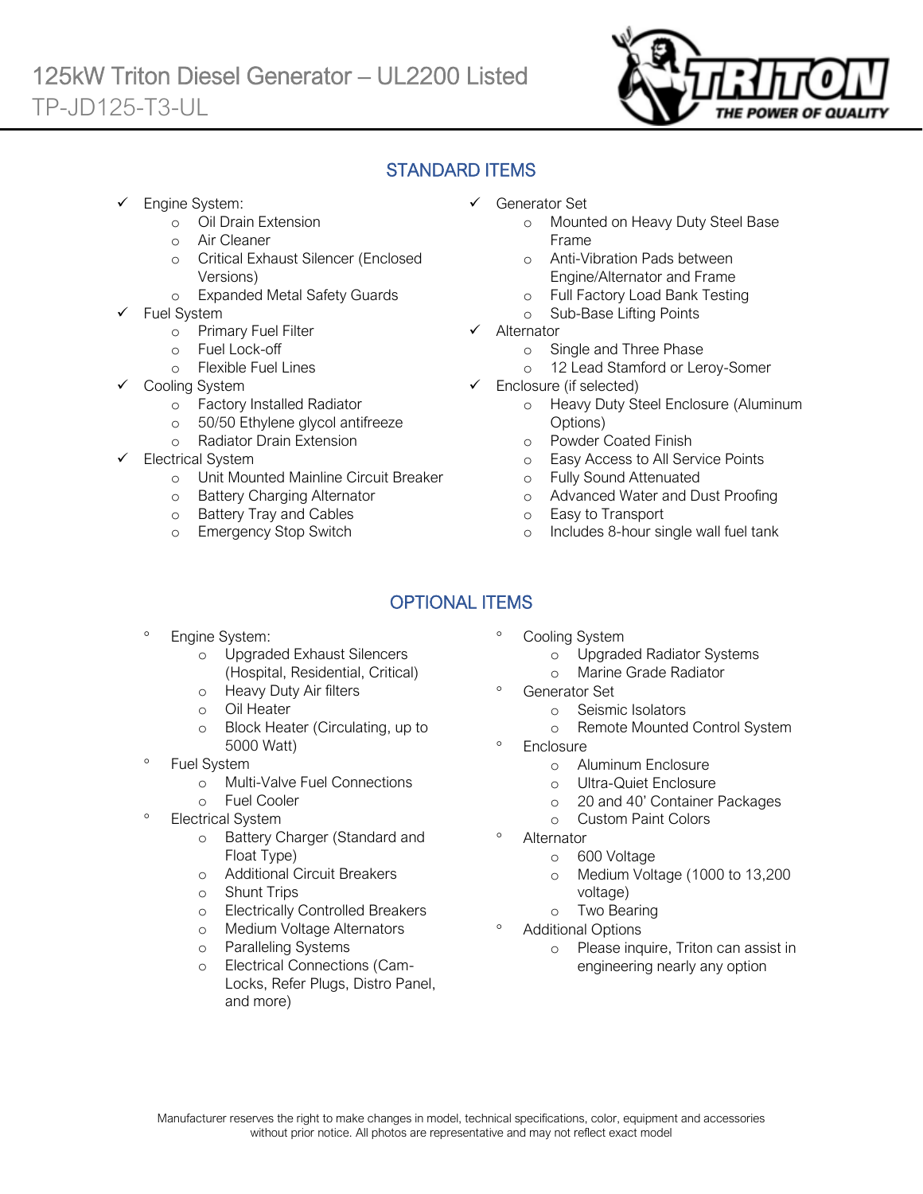# 125kW Triton Diesel Generator – UL2200 Listed

TP-JD125-T3-UL

## STANDARD ITEMS

- Engine System:
  - Oil Drain Extension
  - Air Cleaner
  - Critical Exhaust Silencer (Enclosed Versions)
  - Expanded Metal Safety Guards
- Fuel System
  - Primary Fuel Filter
  - Fuel Lock-off
  - Flexible Fuel Lines
- Cooling System
  - Factory Installed Radiator
  - 50/50 Ethylene glycol antifreeze
  - Radiator Drain Extension
- Electrical System
  - Unit Mounted Mainline Circuit Breaker
  - Battery Charging Alternator
  - Battery Tray and Cables
  - Emergency Stop Switch
- Generator Set
  - Mounted on Heavy Duty Steel Base Frame
  - Anti-Vibration Pads between Engine/Alternator and Frame
  - Full Factory Load Bank Testing
  - Sub-Base Lifting Points
- Alternator
  - Single and Three Phase
  - 12 Lead Stamford or Leroy-Somer
- Enclosure (if selected)
  - Heavy Duty Steel Enclosure (Aluminum Options)
  - Powder Coated Finish
  - Easy Access to All Service Points
  - Fully Sound Attenuated
  - Advanced Water and Dust Proofing
  - Easy to Transport
  - Includes 8-hour single wall fuel tank

## OPTIONAL ITEMS

- Engine System:
  - Upgraded Exhaust Silencers (Hospital, Residential, Critical)
  - Heavy Duty Air filters
  - Oil Heater
  - Block Heater (Circulating, up to 5000 Watt)
- Fuel System
  - Multi-Valve Fuel Connections
  - Fuel Cooler
- Electrical System
  - Battery Charger (Standard and Float Type)
  - Additional Circuit Breakers
  - Shunt Trips
  - Electrically Controlled Breakers
  - Medium Voltage Alternators
  - Paralleling Systems
  - Electrical Connections (Cam-Locks, Refer Plugs, Distro Panel, and more)
- Cooling System
  - Upgraded Radiator Systems
  - Marine Grade Radiator
- Generator Set
  - Seismic Isolators
  - Remote Mounted Control System
- Enclosure
  - Aluminum Enclosure
  - Ultra-Quiet Enclosure
  - 20 and 40' Container Packages
  - Custom Paint Colors
- Alternator
  - 600 Voltage
  - Medium Voltage (1000 to 13,200 voltage)
  - Two Bearing
- Additional Options
  - Please inquire, Triton can assist in engineering nearly any option

Manufacturer reserves the right to make changes in model, technical specifications, color, equipment and accessories without prior notice. All photos are representative and may not reflect exact model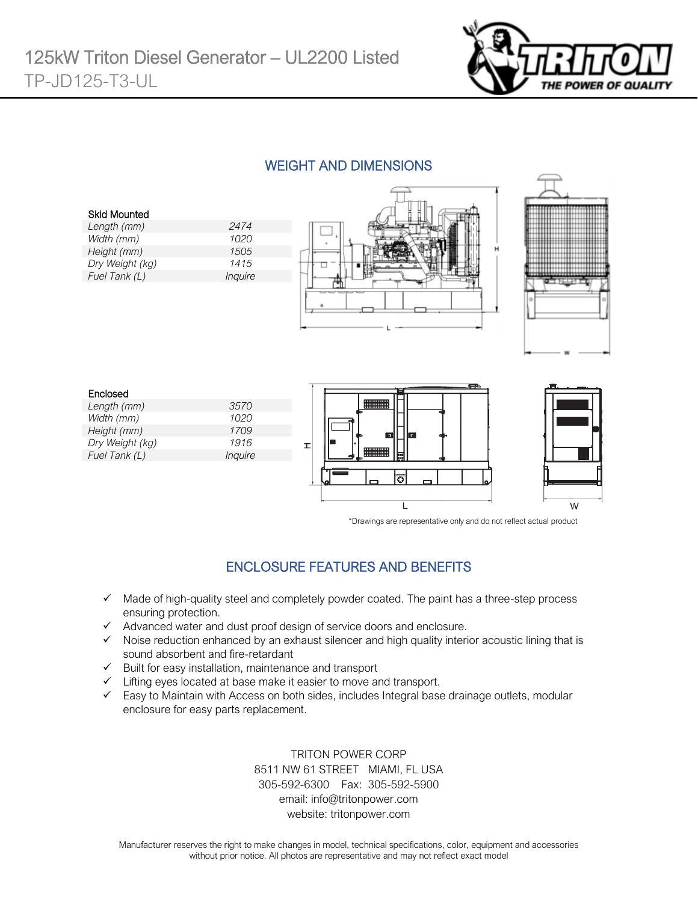# 125kW Triton Diesel Generator – UL2200 Listed

TP-JD125-T3-UL

## WEIGHT AND DIMENSIONS

| Skid Mounted | |
|---|---|
| Length (mm) | 2474 |
| Width (mm) | 1020 |
| Height (mm) | 1505 |
| Dry Weight (kg) | 1415 |
| Fuel Tank (L) | Inquire |

H

L

W

| Enclosed | |
|---|---|
| Length (mm) | 3570 |
| Width (mm) | 1020 |
| Height (mm) | 1709 |
| Dry Weight (kg) | 1916 |
| Fuel Tank (L) | Inquire |

H

L

W

*Drawings are representative only and do not reflect actual product

## ENCLOSURE FEATURES AND BENEFITS

- ✓ Made of high-quality steel and completely powder coated. The paint has a three-step process ensuring protection.
- ✓ Advanced water and dust proof design of service doors and enclosure.
- ✓ Noise reduction enhanced by an exhaust silencer and high quality interior acoustic lining that is sound absorbent and fire-retardant
- ✓ Built for easy installation, maintenance and transport
- ✓ Lifting eyes located at base make it easier to move and transport.
- ✓ Easy to Maintain with Access on both sides, includes Integral base drainage outlets, modular enclosure for easy parts replacement.

TRITON POWER CORP
8511 NW 61 STREET MIAMI, FL USA
305-592-6300 Fax: 305-592-5900
email: info@tritonpower.com
website: tritonpower.com

Manufacturer reserves the right to make changes in model, technical specifications, color, equipment and accessories without prior notice. All photos are representative and may not reflect exact model